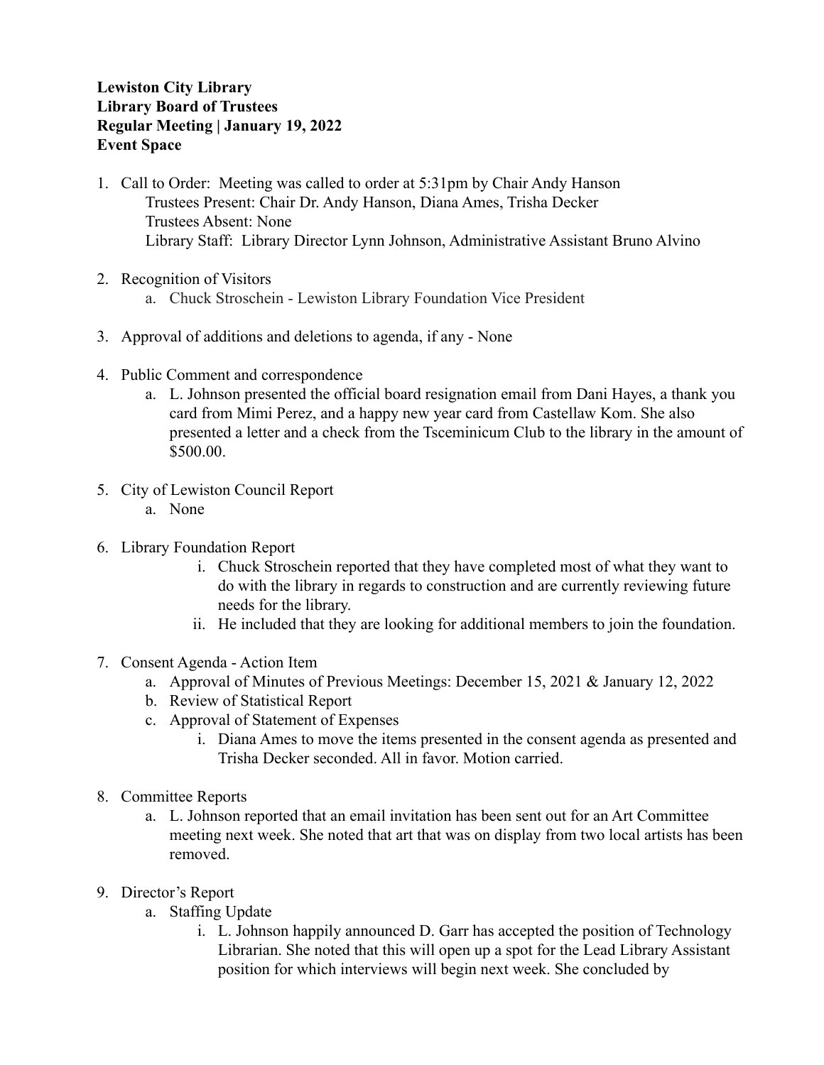**Lewiston City Library**
**Library Board of Trustees**
**Regular Meeting | January 19, 2022**
**Event Space**

1. Call to Order: Meeting was called to order at 5:31pm by Chair Andy Hanson
   Trustees Present: Chair Dr. Andy Hanson, Diana Ames, Trisha Decker
   Trustees Absent: None
   Library Staff: Library Director Lynn Johnson, Administrative Assistant Bruno Alvino

2. Recognition of Visitors
   a. Chuck Stroschein - Lewiston Library Foundation Vice President

3. Approval of additions and deletions to agenda, if any - None

4. Public Comment and correspondence
   a. L. Johnson presented the official board resignation email from Dani Hayes, a thank you card from Mimi Perez, and a happy new year card from Castellaw Kom. She also presented a letter and a check from the Tsceminicum Club to the library in the amount of $500.00.

5. City of Lewiston Council Report
   a. None

6. Library Foundation Report
   i. Chuck Stroschein reported that they have completed most of what they want to do with the library in regards to construction and are currently reviewing future needs for the library.
   ii. He included that they are looking for additional members to join the foundation.

7. Consent Agenda - Action Item
   a. Approval of Minutes of Previous Meetings: December 15, 2021 & January 12, 2022
   b. Review of Statistical Report
   c. Approval of Statement of Expenses
      i. Diana Ames to move the items presented in the consent agenda as presented and Trisha Decker seconded. All in favor. Motion carried.

8. Committee Reports
   a. L. Johnson reported that an email invitation has been sent out for an Art Committee meeting next week. She noted that art that was on display from two local artists has been removed.

9. Director's Report
   a. Staffing Update
      i. L. Johnson happily announced D. Garr has accepted the position of Technology Librarian. She noted that this will open up a spot for the Lead Library Assistant position for which interviews will begin next week. She concluded by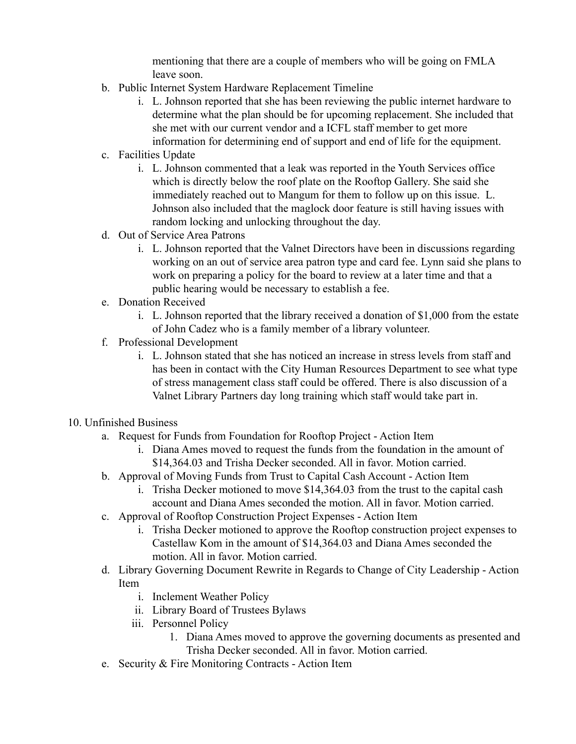mentioning that there are a couple of members who will be going on FMLA leave soon.

b. Public Internet System Hardware Replacement Timeline
    i. L. Johnson reported that she has been reviewing the public internet hardware to determine what the plan should be for upcoming replacement. She included that she met with our current vendor and a ICFL staff member to get more information for determining end of support and end of life for the equipment.

c. Facilities Update
    i. L. Johnson commented that a leak was reported in the Youth Services office which is directly below the roof plate on the Rooftop Gallery. She said she immediately reached out to Mangum for them to follow up on this issue. L. Johnson also included that the maglock door feature is still having issues with random locking and unlocking throughout the day.

d. Out of Service Area Patrons
    i. L. Johnson reported that the Valnet Directors have been in discussions regarding working on an out of service area patron type and card fee. Lynn said she plans to work on preparing a policy for the board to review at a later time and that a public hearing would be necessary to establish a fee.

e. Donation Received
    i. L. Johnson reported that the library received a donation of $1,000 from the estate of John Cadez who is a family member of a library volunteer.

f. Professional Development
    i. L. Johnson stated that she has noticed an increase in stress levels from staff and has been in contact with the City Human Resources Department to see what type of stress management class staff could be offered. There is also discussion of a Valnet Library Partners day long training which staff would take part in.

10. Unfinished Business

a. Request for Funds from Foundation for Rooftop Project - Action Item
    i. Diana Ames moved to request the funds from the foundation in the amount of $14,364.03 and Trisha Decker seconded. All in favor. Motion carried.

b. Approval of Moving Funds from Trust to Capital Cash Account - Action Item
    i. Trisha Decker motioned to move $14,364.03 from the trust to the capital cash account and Diana Ames seconded the motion. All in favor. Motion carried.

c. Approval of Rooftop Construction Project Expenses - Action Item
    i. Trisha Decker motioned to approve the Rooftop construction project expenses to Castellaw Kom in the amount of $14,364.03 and Diana Ames seconded the motion. All in favor. Motion carried.

d. Library Governing Document Rewrite in Regards to Change of City Leadership - Action Item
    i. Inclement Weather Policy
    ii. Library Board of Trustees Bylaws
    iii. Personnel Policy
        1. Diana Ames moved to approve the governing documents as presented and Trisha Decker seconded. All in favor. Motion carried.

e. Security & Fire Monitoring Contracts - Action Item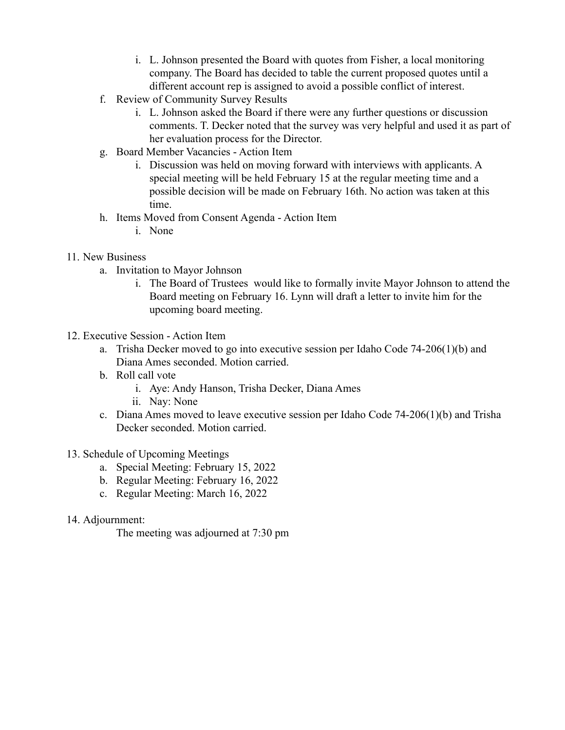i. L. Johnson presented the Board with quotes from Fisher, a local monitoring company. The Board has decided to table the current proposed quotes until a different account rep is assigned to avoid a possible conflict of interest.

f. Review of Community Survey Results
   i. L. Johnson asked the Board if there were any further questions or discussion comments. T. Decker noted that the survey was very helpful and used it as part of her evaluation process for the Director.

g. Board Member Vacancies - Action Item
   i. Discussion was held on moving forward with interviews with applicants. A special meeting will be held February 15 at the regular meeting time and a possible decision will be made on February 16th. No action was taken at this time.

h. Items Moved from Consent Agenda - Action Item
   i. None

11. New Business
    a. Invitation to Mayor Johnson
       i. The Board of Trustees would like to formally invite Mayor Johnson to attend the Board meeting on February 16. Lynn will draft a letter to invite him for the upcoming board meeting.

12. Executive Session - Action Item
    a. Trisha Decker moved to go into executive session per Idaho Code 74-206(1)(b) and Diana Ames seconded. Motion carried.
    b. Roll call vote
       i. Aye: Andy Hanson, Trisha Decker, Diana Ames
       ii. Nay: None
    c. Diana Ames moved to leave executive session per Idaho Code 74-206(1)(b) and Trisha Decker seconded. Motion carried.

13. Schedule of Upcoming Meetings
    a. Special Meeting: February 15, 2022
    b. Regular Meeting: February 16, 2022
    c. Regular Meeting: March 16, 2022

14. Adjournment:

    The meeting was adjourned at 7:30 pm